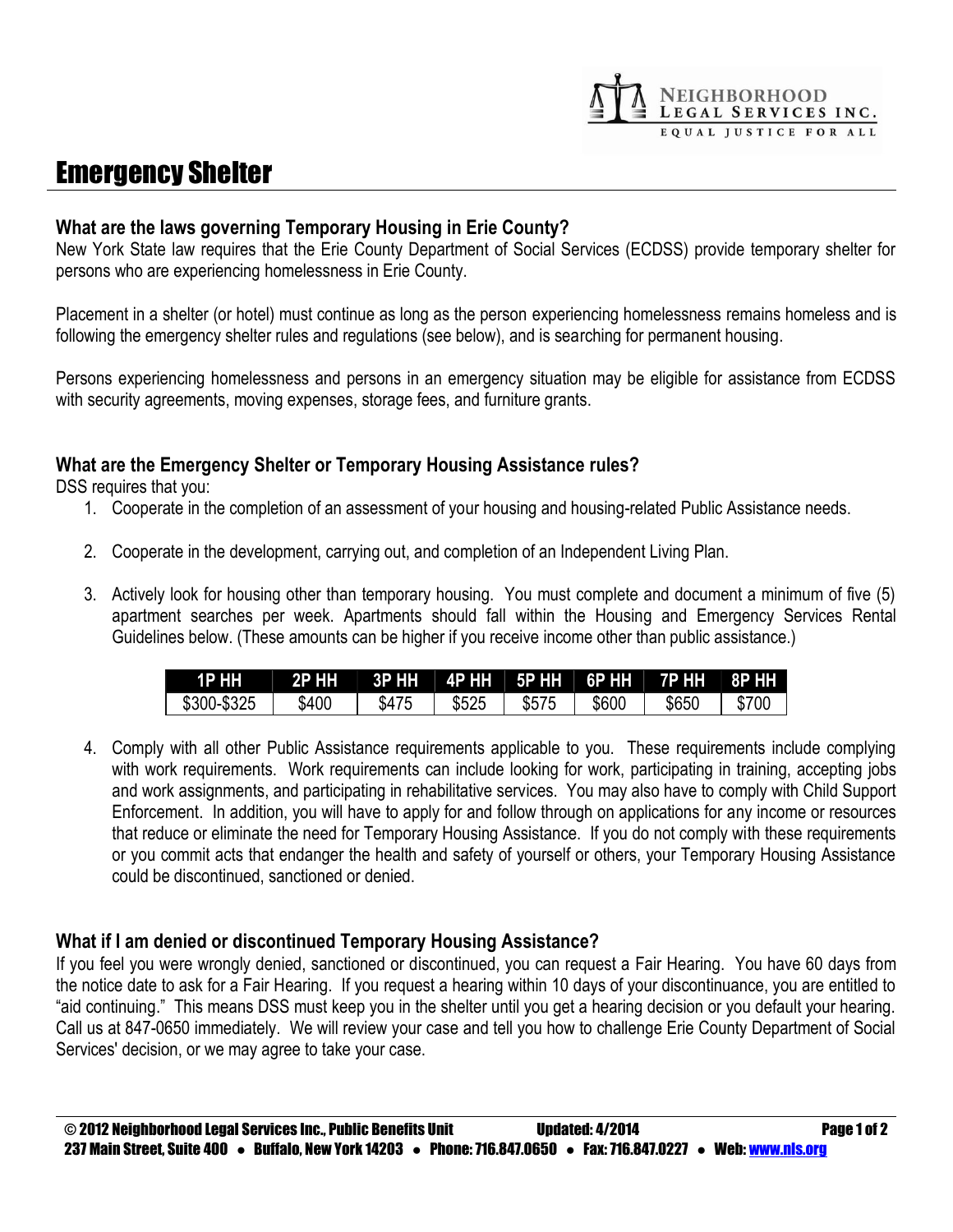# Emergency Shelter

### What are the laws governing Temporary Housing in Erie County?

New York State law requires that the Erie County Department of Social Services (ECDSS) provide temporary shelter for persons who are experiencing homelessness in Erie County.

Placement in a shelter (or hotel) must continue as long as the person experiencing homelessness remains homeless and is following the emergency shelter rules and regulations (see below), and is searching for permanent housing.

Persons experiencing homelessness and persons in an emergency situation may be eligible for assistance from ECDSS with security agreements, moving expenses, storage fees, and furniture grants.

### What are the Emergency Shelter or Temporary Housing Assistance rules?

DSS requires that you:

1. Cooperate in the completion of an assessment of your housing and housing-related Public Assistance needs.
2. Cooperate in the development, carrying out, and completion of an Independent Living Plan.
3. Actively look for housing other than temporary housing. You must complete and document a minimum of five (5) apartment searches per week. Apartments should fall within the Housing and Emergency Services Rental Guidelines below. (These amounts can be higher if you receive income other than public assistance.)

| 1P HH | 2P HH | 3P HH | 4P HH | 5P HH | 6P HH | 7P HH | 8P HH |
|---|---|---|---|---|---|---|---|
| $300-$325 | $400 | $475 | $525 | $575 | $600 | $650 | $700 |

4. Comply with all other Public Assistance requirements applicable to you. These requirements include complying with work requirements. Work requirements can include looking for work, participating in training, accepting jobs and work assignments, and participating in rehabilitative services. You may also have to comply with Child Support Enforcement. In addition, you will have to apply for and follow through on applications for any income or resources that reduce or eliminate the need for Temporary Housing Assistance. If you do not comply with these requirements or you commit acts that endanger the health and safety of yourself or others, your Temporary Housing Assistance could be discontinued, sanctioned or denied.

### What if I am denied or discontinued Temporary Housing Assistance?

If you feel you were wrongly denied, sanctioned or discontinued, you can request a Fair Hearing. You have 60 days from the notice date to ask for a Fair Hearing. If you request a hearing within 10 days of your discontinuance, you are entitled to "aid continuing." This means DSS must keep you in the shelter until you get a hearing decision or you default your hearing. Call us at 847-0650 immediately. We will review your case and tell you how to challenge Erie County Department of Social Services' decision, or we may agree to take your case.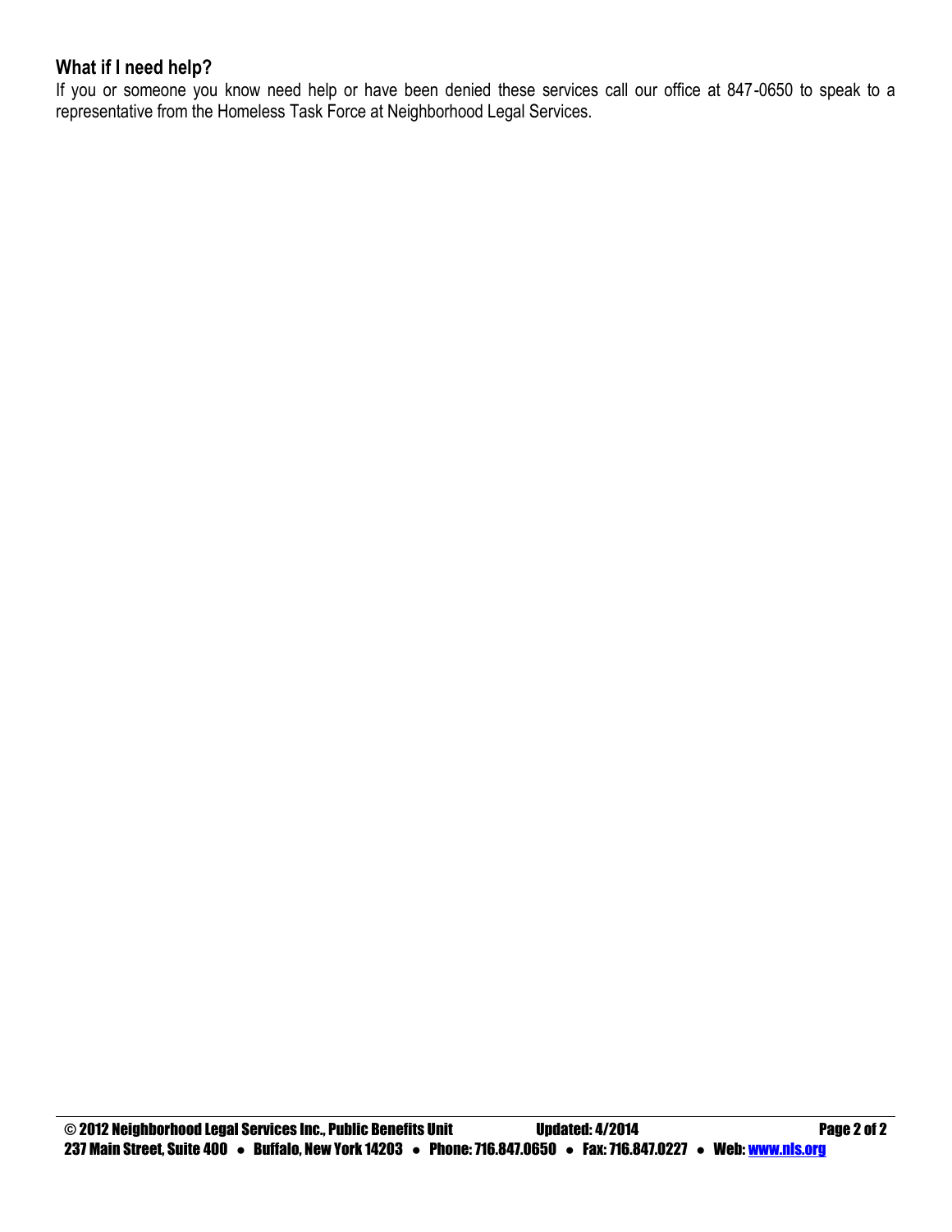### What if I need help?

If you or someone you know need help or have been denied these services call our office at 847-0650 to speak to a representative from the Homeless Task Force at Neighborhood Legal Services.